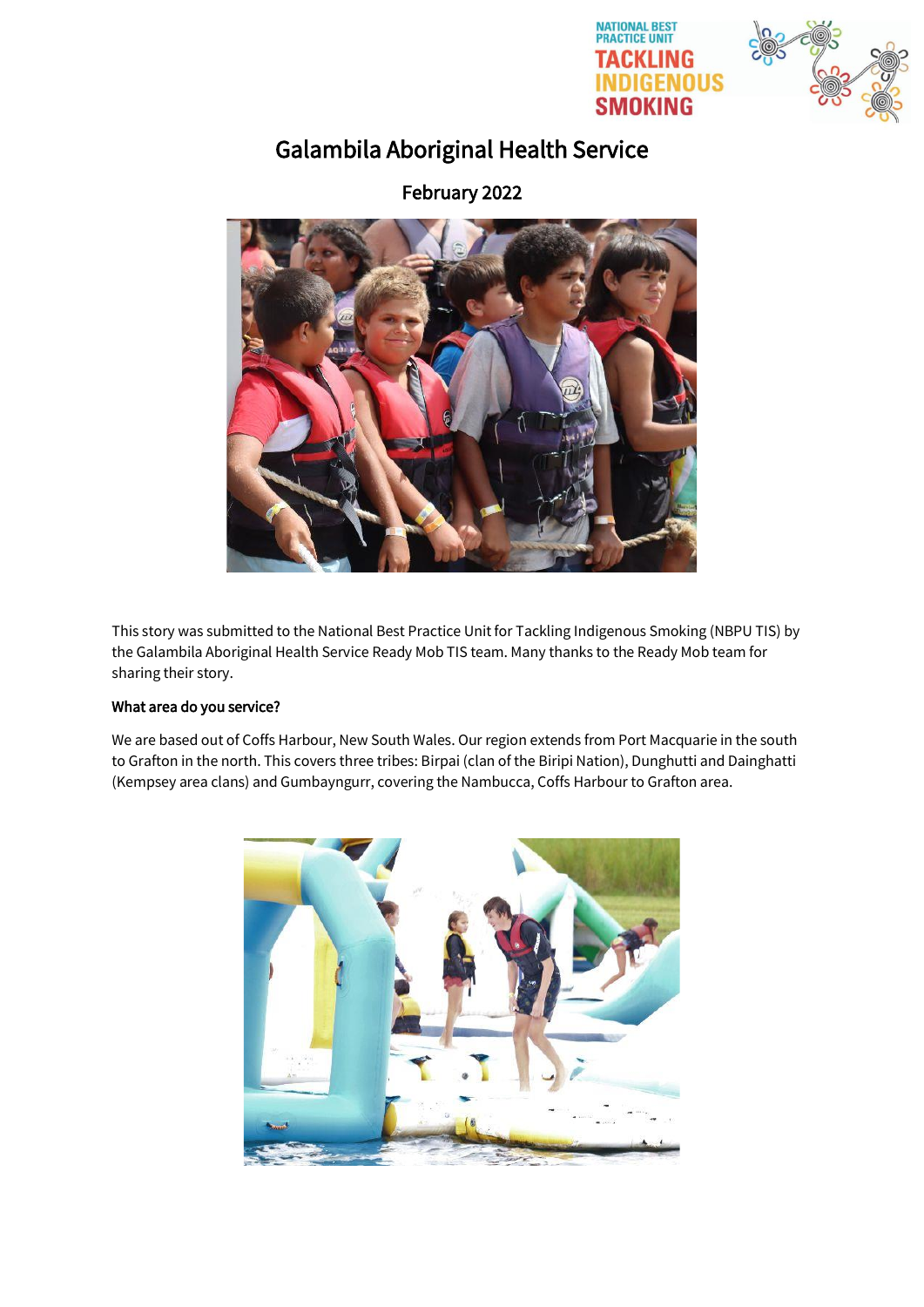# Galambila Aboriginal Health Service

## February 2022

This story was submitted to the National Best Practice Unit for Tackling Indigenous Smoking (NBPU TIS) by the Galambila Aboriginal Health Service Ready Mob TIS team. Many thanks to the Ready Mob team for sharing their story.

**What area do you service?**

We are based out of Coffs Harbour, New South Wales. Our region extends from Port Macquarie in the south to Grafton in the north. This covers three tribes: Birpai (clan of the Biripi Nation), Dunghutti and Dainghatti (Kempsey area clans) and Gumbayngurr, covering the Nambucca, Coffs Harbour to Grafton area.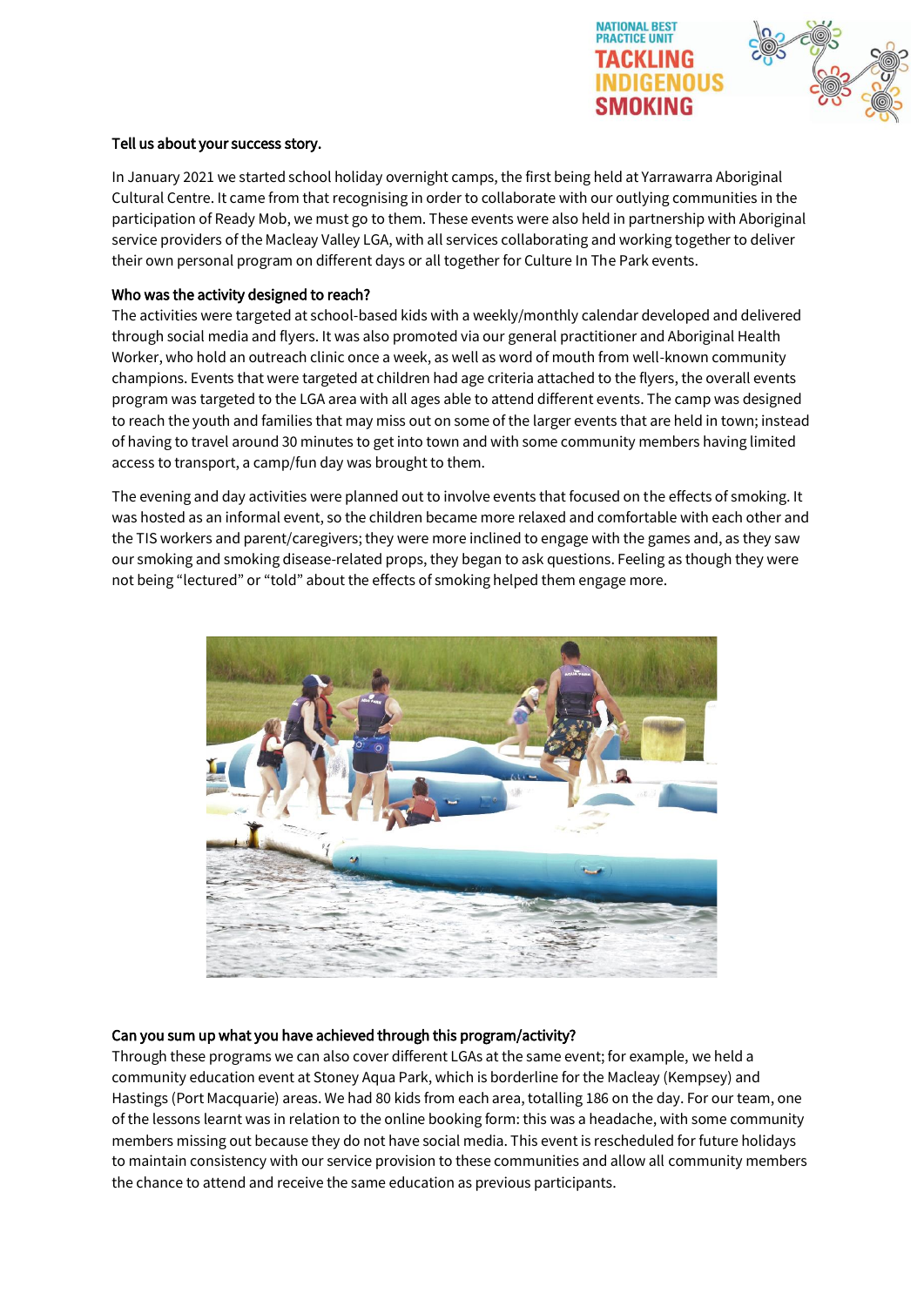**Tell us about your success story.**

In January 2021 we started school holiday overnight camps, the first being held at Yarrawarra Aboriginal Cultural Centre. It came from that recognising in order to collaborate with our outlying communities in the participation of Ready Mob, we must go to them. These events were also held in partnership with Aboriginal service providers of the Macleay Valley LGA, with all services collaborating and working together to deliver their own personal program on different days or all together for Culture In The Park events.

**Who was the activity designed to reach?**

The activities were targeted at school-based kids with a weekly/monthly calendar developed and delivered through social media and flyers. It was also promoted via our general practitioner and Aboriginal Health Worker, who hold an outreach clinic once a week, as well as word of mouth from well-known community champions. Events that were targeted at children had age criteria attached to the flyers, the overall events program was targeted to the LGA area with all ages able to attend different events. The camp was designed to reach the youth and families that may miss out on some of the larger events that are held in town; instead of having to travel around 30 minutes to get into town and with some community members having limited access to transport, a camp/fun day was brought to them.

The evening and day activities were planned out to involve events that focused on the effects of smoking. It was hosted as an informal event, so the children became more relaxed and comfortable with each other and the TIS workers and parent/caregivers; they were more inclined to engage with the games and, as they saw our smoking and smoking disease-related props, they began to ask questions. Feeling as though they were not being "lectured" or "told" about the effects of smoking helped them engage more.

**Can you sum up what you have achieved through this program/activity?**

Through these programs we can also cover different LGAs at the same event; for example, we held a community education event at Stoney Aqua Park, which is borderline for the Macleay (Kempsey) and Hastings (Port Macquarie) areas. We had 80 kids from each area, totalling 186 on the day. For our team, one of the lessons learnt was in relation to the online booking form: this was a headache, with some community members missing out because they do not have social media. This event is rescheduled for future holidays to maintain consistency with our service provision to these communities and allow all community members the chance to attend and receive the same education as previous participants.